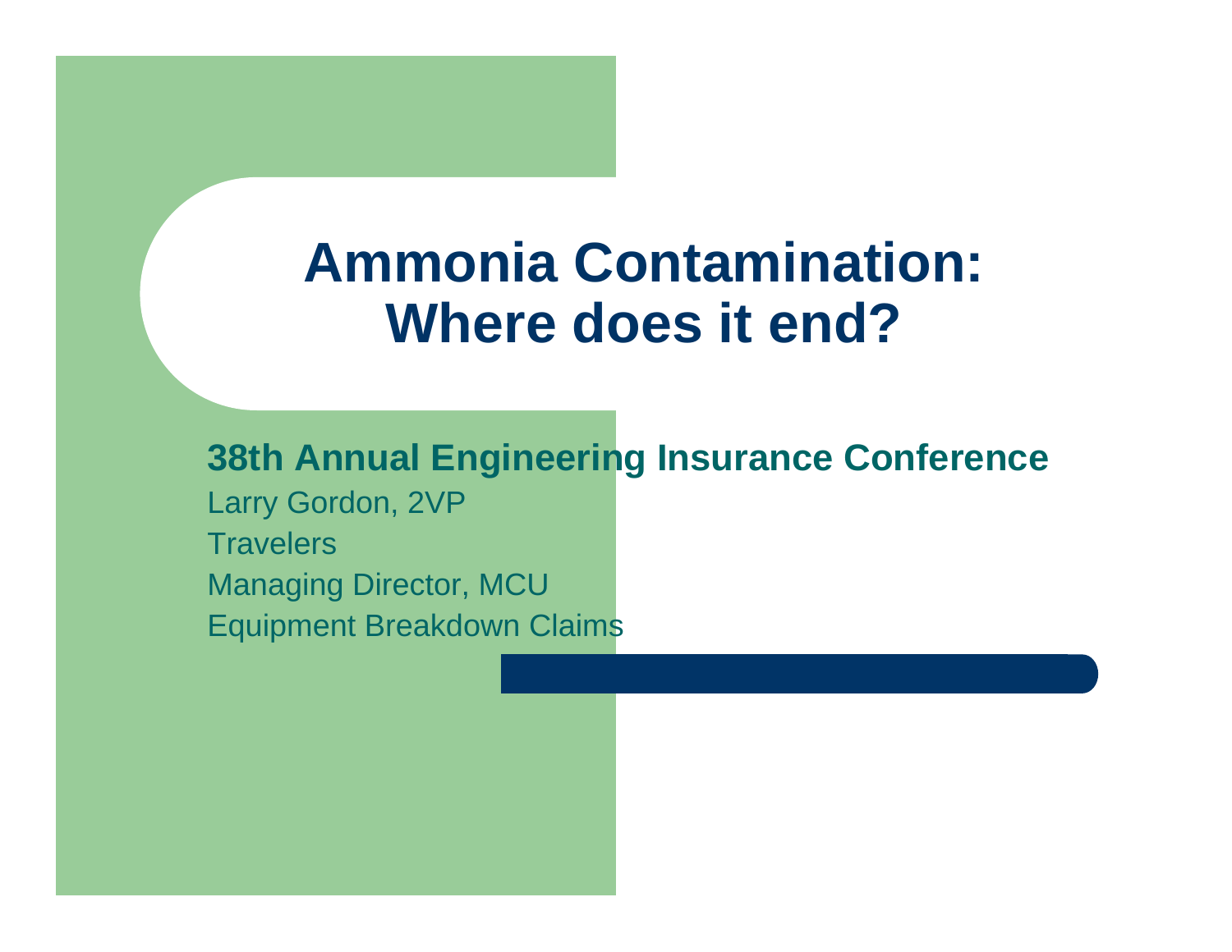# Ammonia Contamination: Where does it end?

**38th Annual Engineering Insurance Conference**

Larry Gordon, 2VP

Travelers

Managing Director, MCU

Equipment Breakdown Claims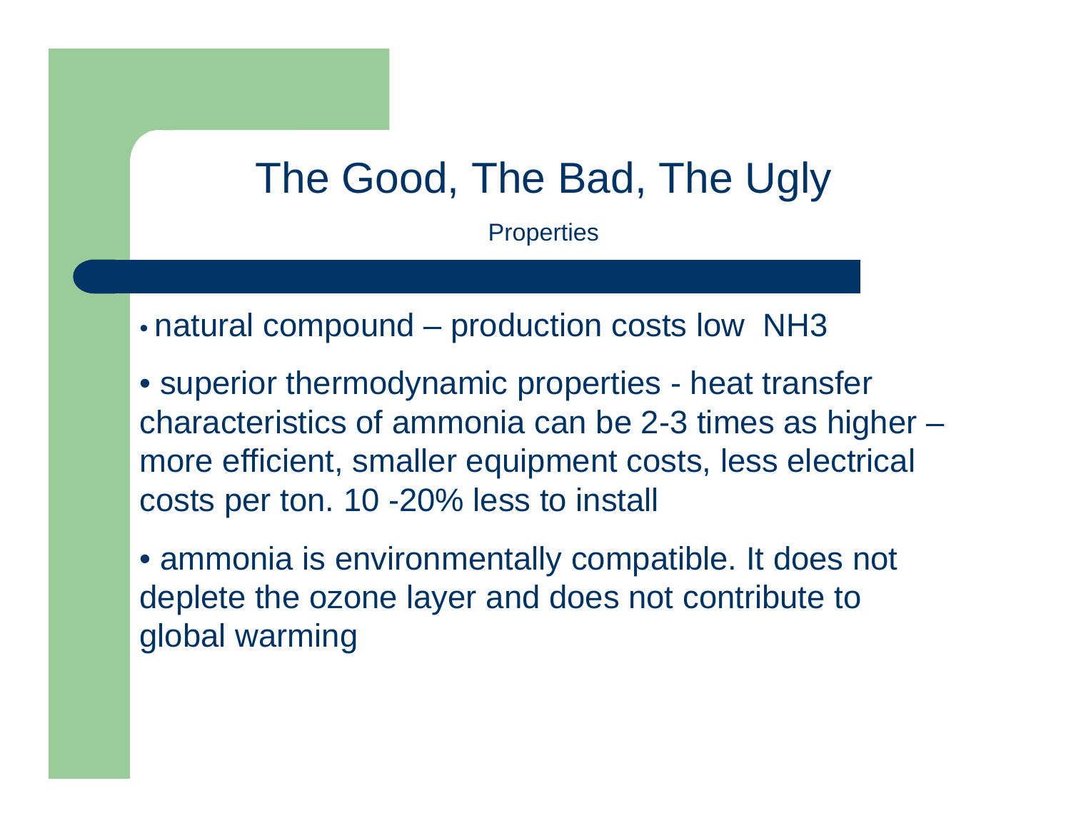# The Good, The Bad, The Ugly

Properties

- natural compound – production costs low  $NH_3$

- superior thermodynamic properties - heat transfer characteristics of ammonia can be 2-3 times as higher – more efficient, smaller equipment costs, less electrical costs per ton. 10 -20% less to install

- ammonia is environmentally compatible. It does not deplete the ozone layer and does not contribute to global warming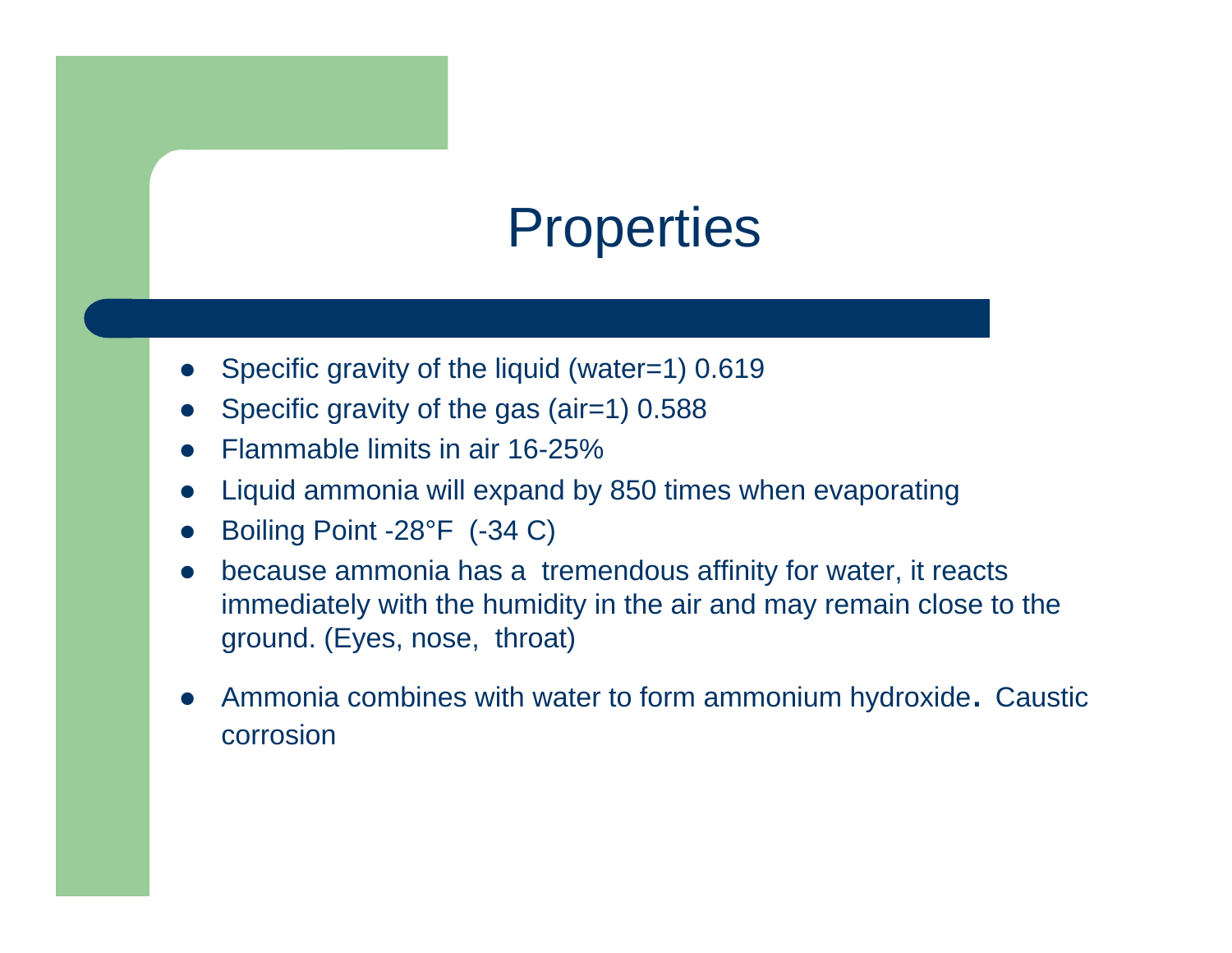# Properties

- Specific gravity of the liquid (water=1) 0.619
- Specific gravity of the gas (air=1) 0.588
- Flammable limits in air 16-25%
- Liquid ammonia will expand by 850 times when evaporating
- Boiling Point -28°F (-34 C)
- because ammonia has a tremendous affinity for water, it reacts immediately with the humidity in the air and may remain close to the ground. (Eyes, nose, throat)
- Ammonia combines with water to form ammonium hydroxide. Caustic corrosion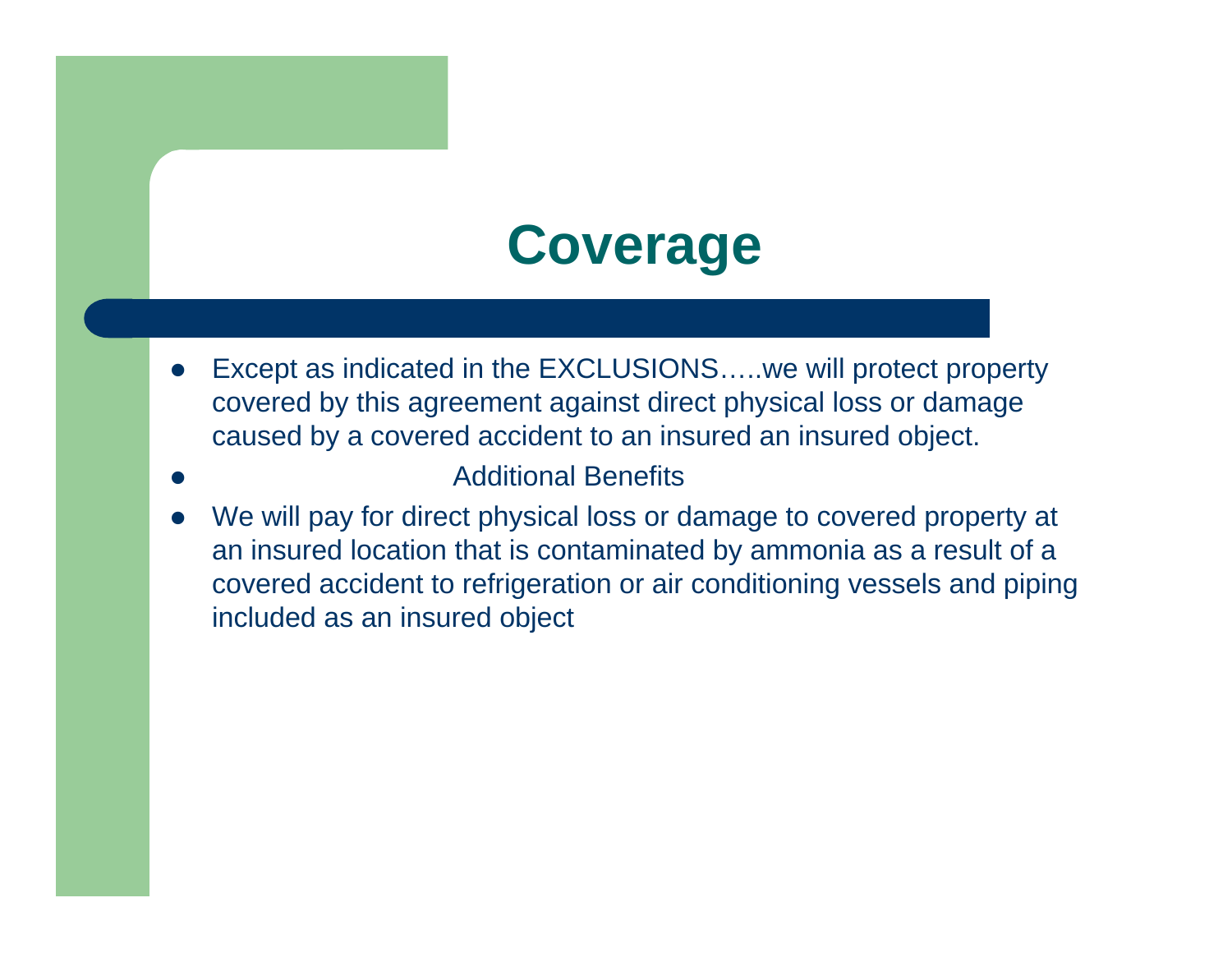# Coverage

- Except as indicated in the EXCLUSIONS…..we will protect property covered by this agreement against direct physical loss or damage caused by a covered accident to an insured an insured object.
- Additional Benefits
- We will pay for direct physical loss or damage to covered property at an insured location that is contaminated by ammonia as a result of a covered accident to refrigeration or air conditioning vessels and piping included as an insured object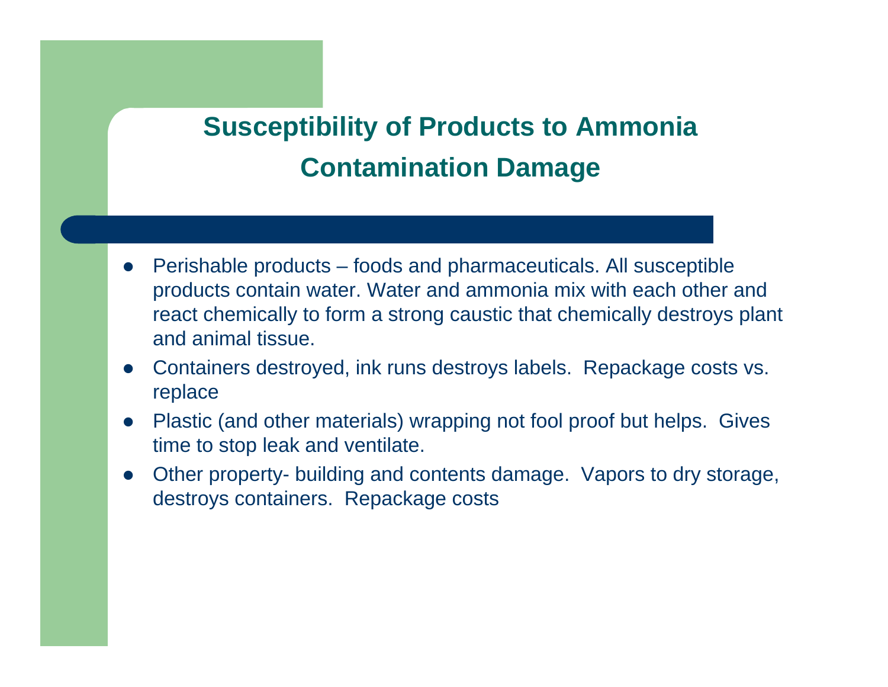# Susceptibility of Products to Ammonia Contamination Damage

- Perishable products – foods and pharmaceuticals. All susceptible products contain water. Water and ammonia mix with each other and react chemically to form a strong caustic that chemically destroys plant and animal tissue.
- Containers destroyed, ink runs destroys labels. Repackage costs vs. replace
- Plastic (and other materials) wrapping not fool proof but helps. Gives time to stop leak and ventilate.
- Other property- building and contents damage. Vapors to dry storage, destroys containers. Repackage costs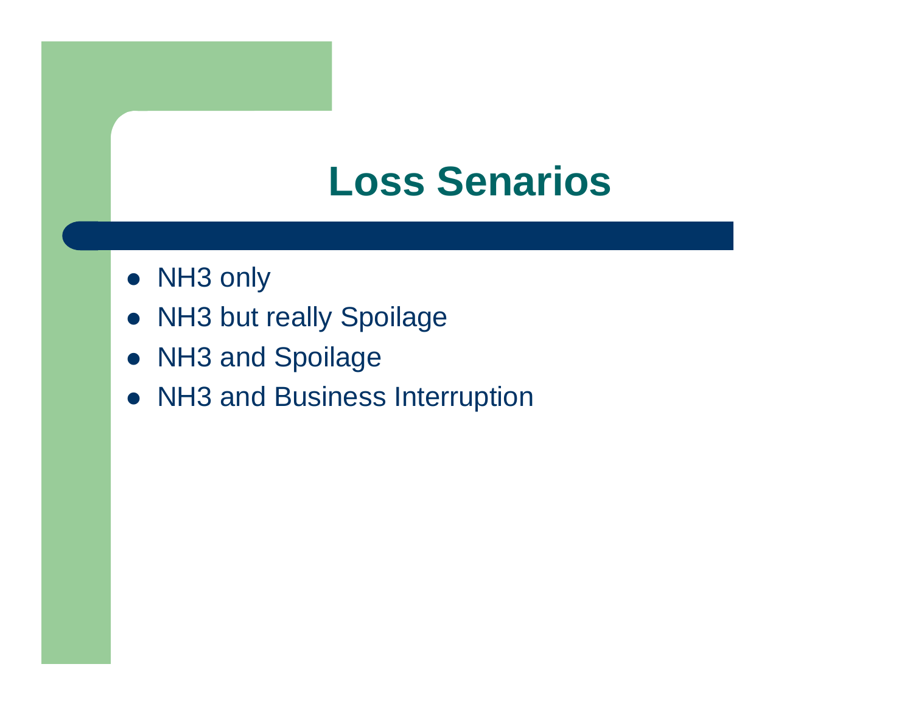# Loss Senarios

- NH3 only
- NH3 but really Spoilage
- NH3 and Spoilage
- NH3 and Business Interruption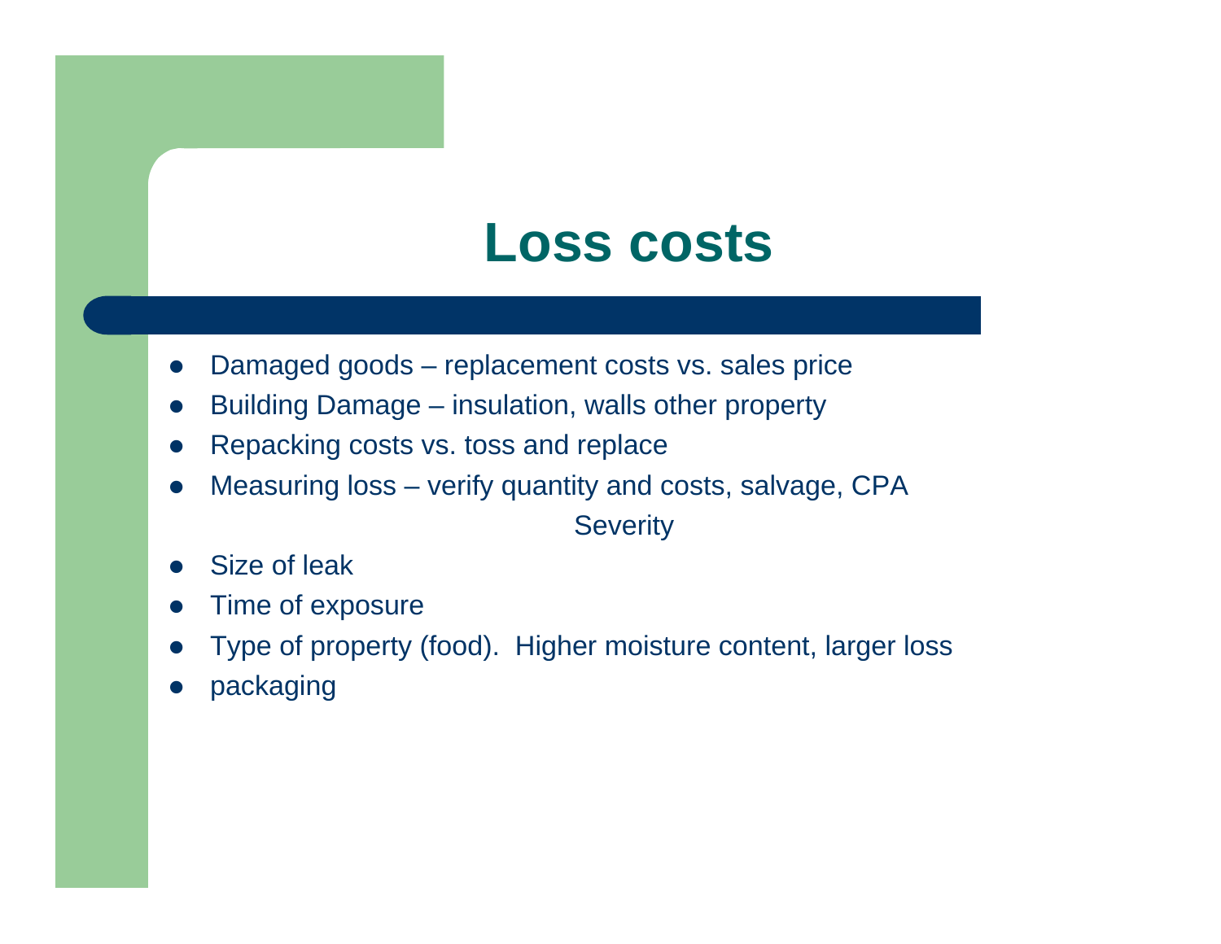# Loss costs

- Damaged goods – replacement costs vs. sales price
- Building Damage – insulation, walls other property
- Repacking costs vs. toss and replace
- Measuring loss – verify quantity and costs, salvage, CPA

Severity

- Size of leak
- Time of exposure
- Type of property (food). Higher moisture content, larger loss
- packaging